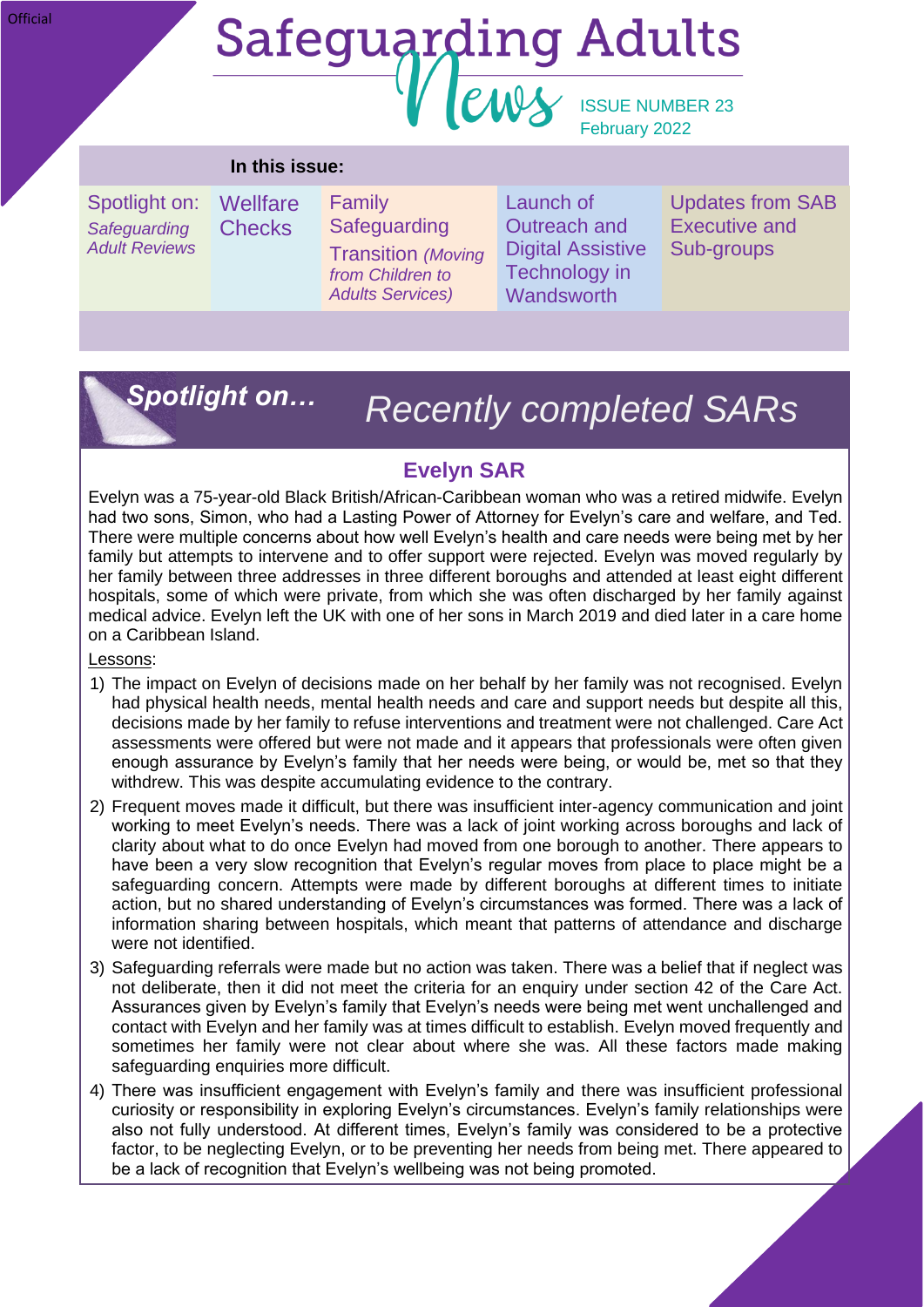Official

# Safeguarding Adults News

ISSUE NUMBER 23
February 2022

| In this issue: | | | | |
|---|---|---|---|---|
| Spotlight on: *Safeguarding Adult Reviews* | Wellfare Checks | Family Safeguarding Transition *(Moving from Children to Adults Services)* | Launch of Outreach and Digital Assistive Technology in Wandsworth | Updates from SAB Executive and Sub-groups |

## *Spotlight on…* *Recently completed SARs*

### Evelyn SAR

Evelyn was a 75-year-old Black British/African-Caribbean woman who was a retired midwife. Evelyn had two sons, Simon, who had a Lasting Power of Attorney for Evelyn's care and welfare, and Ted. There were multiple concerns about how well Evelyn's health and care needs were being met by her family but attempts to intervene and to offer support were rejected. Evelyn was moved regularly by her family between three addresses in three different boroughs and attended at least eight different hospitals, some of which were private, from which she was often discharged by her family against medical advice. Evelyn left the UK with one of her sons in March 2019 and died later in a care home on a Caribbean Island.

Lessons:

1) The impact on Evelyn of decisions made on her behalf by her family was not recognised. Evelyn had physical health needs, mental health needs and care and support needs but despite all this, decisions made by her family to refuse interventions and treatment were not challenged. Care Act assessments were offered but were not made and it appears that professionals were often given enough assurance by Evelyn's family that her needs were being, or would be, met so that they withdrew. This was despite accumulating evidence to the contrary.
2) Frequent moves made it difficult, but there was insufficient inter-agency communication and joint working to meet Evelyn's needs. There was a lack of joint working across boroughs and lack of clarity about what to do once Evelyn had moved from one borough to another. There appears to have been a very slow recognition that Evelyn's regular moves from place to place might be a safeguarding concern. Attempts were made by different boroughs at different times to initiate action, but no shared understanding of Evelyn's circumstances was formed. There was a lack of information sharing between hospitals, which meant that patterns of attendance and discharge were not identified.
3) Safeguarding referrals were made but no action was taken. There was a belief that if neglect was not deliberate, then it did not meet the criteria for an enquiry under section 42 of the Care Act. Assurances given by Evelyn's family that Evelyn's needs were being met went unchallenged and contact with Evelyn and her family was at times difficult to establish. Evelyn moved frequently and sometimes her family were not clear about where she was. All these factors made making safeguarding enquiries more difficult.
4) There was insufficient engagement with Evelyn's family and there was insufficient professional curiosity or responsibility in exploring Evelyn's circumstances. Evelyn's family relationships were also not fully understood. At different times, Evelyn's family was considered to be a protective factor, to be neglecting Evelyn, or to be preventing her needs from being met. There appeared to be a lack of recognition that Evelyn's wellbeing was not being promoted.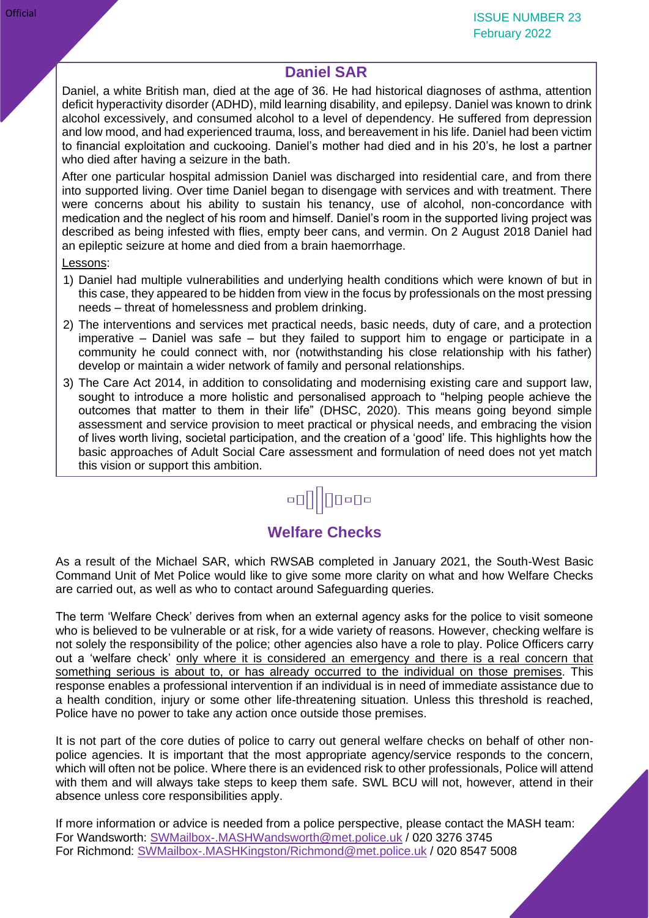## Daniel SAR

Daniel, a white British man, died at the age of 36. He had historical diagnoses of asthma, attention deficit hyperactivity disorder (ADHD), mild learning disability, and epilepsy. Daniel was known to drink alcohol excessively, and consumed alcohol to a level of dependency. He suffered from depression and low mood, and had experienced trauma, loss, and bereavement in his life. Daniel had been victim to financial exploitation and cuckooing. Daniel's mother had died and in his 20's, he lost a partner who died after having a seizure in the bath.

After one particular hospital admission Daniel was discharged into residential care, and from there into supported living. Over time Daniel began to disengage with services and with treatment. There were concerns about his ability to sustain his tenancy, use of alcohol, non-concordance with medication and the neglect of his room and himself. Daniel's room in the supported living project was described as being infested with flies, empty beer cans, and vermin. On 2 August 2018 Daniel had an epileptic seizure at home and died from a brain haemorrhage.

Lessons:

1) Daniel had multiple vulnerabilities and underlying health conditions which were known of but in this case, they appeared to be hidden from view in the focus by professionals on the most pressing needs – threat of homelessness and problem drinking.
2) The interventions and services met practical needs, basic needs, duty of care, and a protection imperative – Daniel was safe – but they failed to support him to engage or participate in a community he could connect with, nor (notwithstanding his close relationship with his father) develop or maintain a wider network of family and personal relationships.
3) The Care Act 2014, in addition to consolidating and modernising existing care and support law, sought to introduce a more holistic and personalised approach to "helping people achieve the outcomes that matter to them in their life" (DHSC, 2020). This means going beyond simple assessment and service provision to meet practical or physical needs, and embracing the vision of lives worth living, societal participation, and the creation of a 'good' life. This highlights how the basic approaches of Adult Social Care assessment and formulation of need does not yet match this vision or support this ambition.

## Welfare Checks

As a result of the Michael SAR, which RWSAB completed in January 2021, the South-West Basic Command Unit of Met Police would like to give some more clarity on what and how Welfare Checks are carried out, as well as who to contact around Safeguarding queries.

The term 'Welfare Check' derives from when an external agency asks for the police to visit someone who is believed to be vulnerable or at risk, for a wide variety of reasons. However, checking welfare is not solely the responsibility of the police; other agencies also have a role to play. Police Officers carry out a 'welfare check' only where it is considered an emergency and there is a real concern that something serious is about to, or has already occurred to the individual on those premises. This response enables a professional intervention if an individual is in need of immediate assistance due to a health condition, injury or some other life-threatening situation. Unless this threshold is reached, Police have no power to take any action once outside those premises.

It is not part of the core duties of police to carry out general welfare checks on behalf of other non-police agencies. It is important that the most appropriate agency/service responds to the concern, which will often not be police. Where there is an evidenced risk to other professionals, Police will attend with them and will always take steps to keep them safe. SWL BCU will not, however, attend in their absence unless core responsibilities apply.

If more information or advice is needed from a police perspective, please contact the MASH team:
For Wandsworth: SWMailbox-.MASHWandsworth@met.police.uk / 020 3276 3745
For Richmond: SWMailbox-.MASHKingston/Richmond@met.police.uk / 020 8547 5008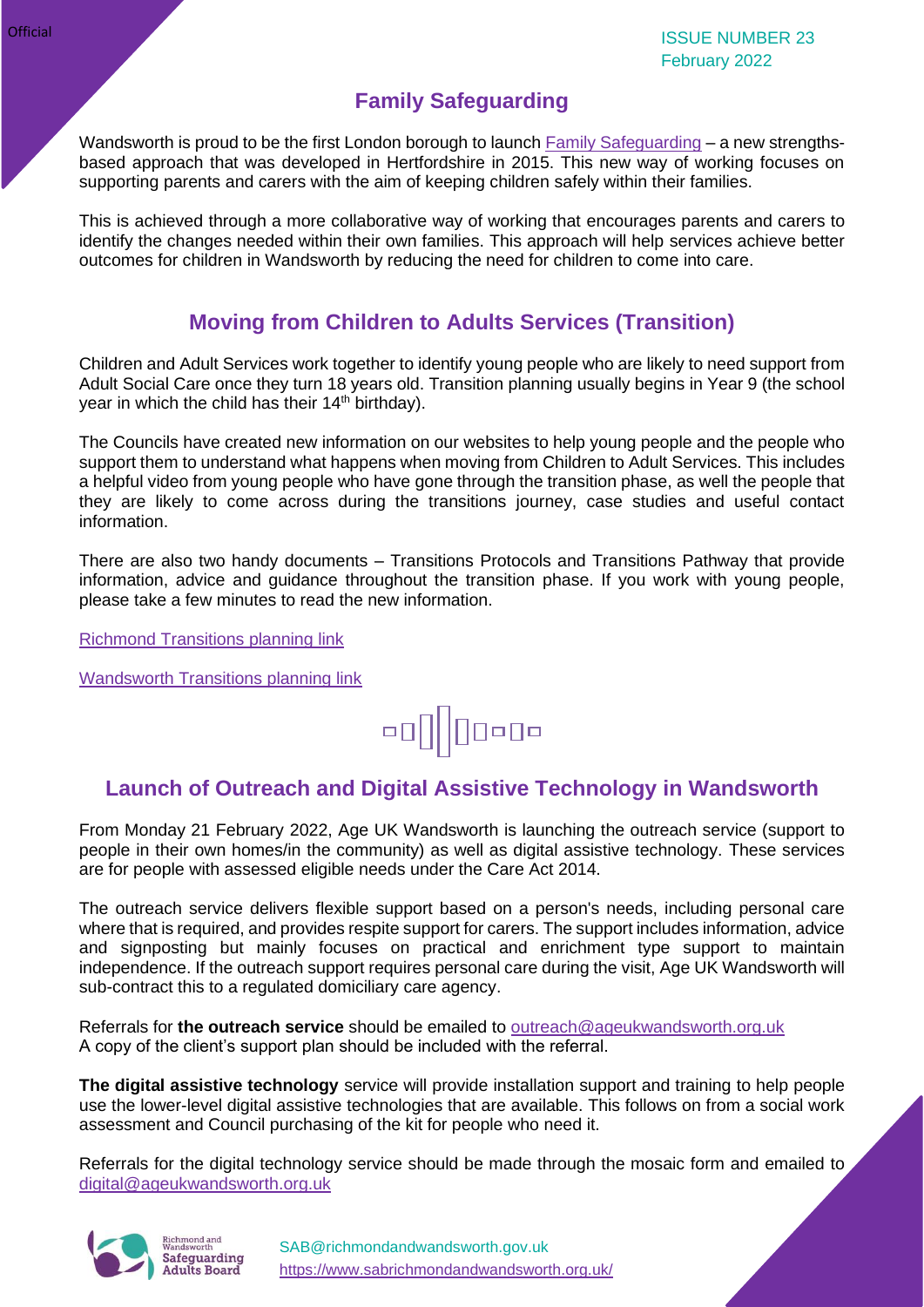## Family Safeguarding

Wandsworth is proud to be the first London borough to launch Family Safeguarding – a new strengths-based approach that was developed in Hertfordshire in 2015. This new way of working focuses on supporting parents and carers with the aim of keeping children safely within their families.

This is achieved through a more collaborative way of working that encourages parents and carers to identify the changes needed within their own families. This approach will help services achieve better outcomes for children in Wandsworth by reducing the need for children to come into care.

## Moving from Children to Adults Services (Transition)

Children and Adult Services work together to identify young people who are likely to need support from Adult Social Care once they turn 18 years old. Transition planning usually begins in Year 9 (the school year in which the child has their 14th birthday).

The Councils have created new information on our websites to help young people and the people who support them to understand what happens when moving from Children to Adult Services. This includes a helpful video from young people who have gone through the transition phase, as well the people that they are likely to come across during the transitions journey, case studies and useful contact information.

There are also two handy documents – Transitions Protocols and Transitions Pathway that provide information, advice and guidance throughout the transition phase. If you work with young people, please take a few minutes to read the new information.

Richmond Transitions planning link

Wandsworth Transitions planning link

## Launch of Outreach and Digital Assistive Technology in Wandsworth

From Monday 21 February 2022, Age UK Wandsworth is launching the outreach service (support to people in their own homes/in the community) as well as digital assistive technology. These services are for people with assessed eligible needs under the Care Act 2014.

The outreach service delivers flexible support based on a person's needs, including personal care where that is required, and provides respite support for carers. The support includes information, advice and signposting but mainly focuses on practical and enrichment type support to maintain independence. If the outreach support requires personal care during the visit, Age UK Wandsworth will sub-contract this to a regulated domiciliary care agency.

Referrals for **the outreach service** should be emailed to outreach@ageukwandsworth.org.uk
A copy of the client's support plan should be included with the referral.

**The digital assistive technology** service will provide installation support and training to help people use the lower-level digital assistive technologies that are available. This follows on from a social work assessment and Council purchasing of the kit for people who need it.

Referrals for the digital technology service should be made through the mosaic form and emailed to digital@ageukwandsworth.org.uk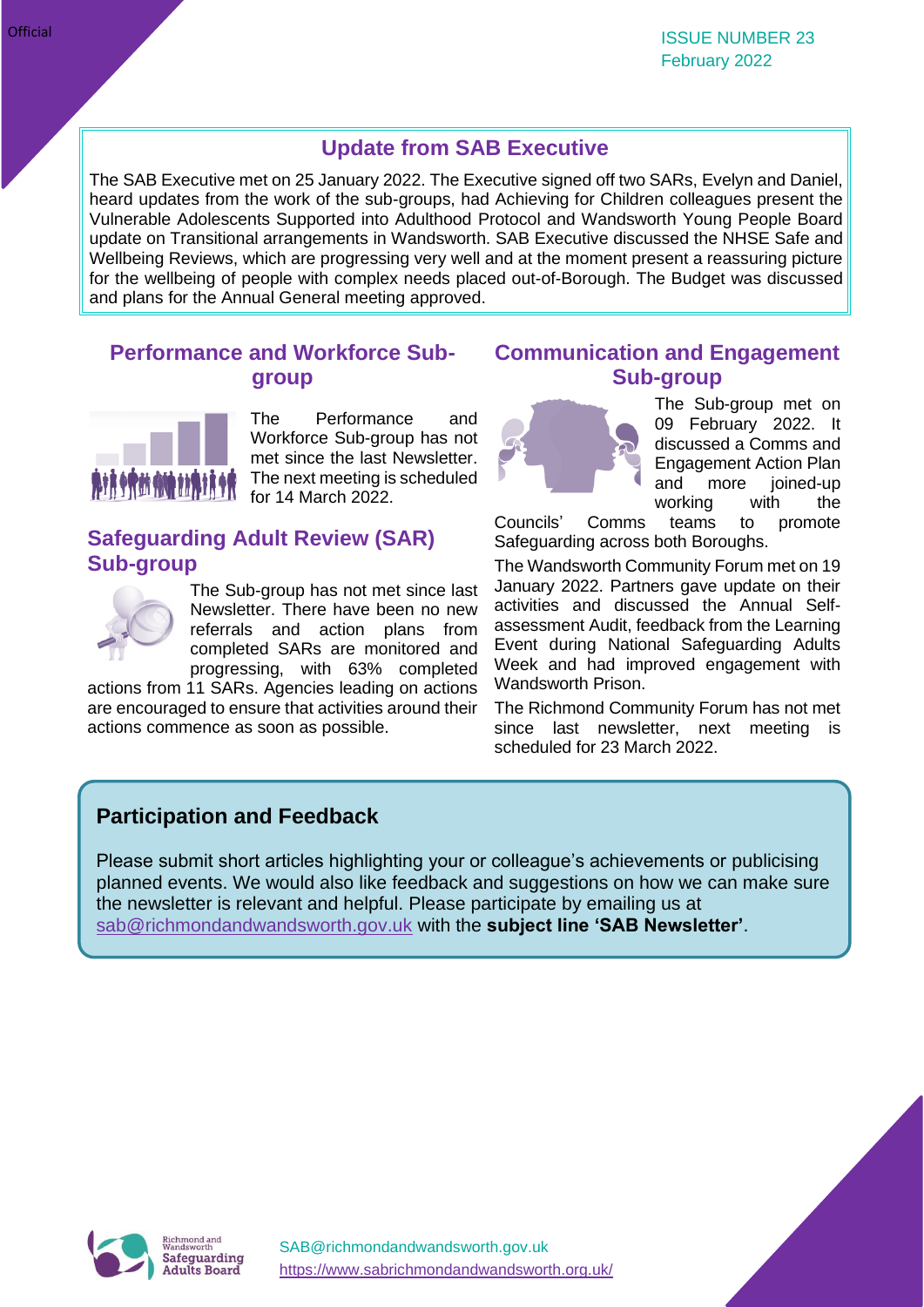## Update from SAB Executive

The SAB Executive met on 25 January 2022. The Executive signed off two SARs, Evelyn and Daniel, heard updates from the work of the sub-groups, had Achieving for Children colleagues present the Vulnerable Adolescents Supported into Adulthood Protocol and Wandsworth Young People Board update on Transitional arrangements in Wandsworth. SAB Executive discussed the NHSE Safe and Wellbeing Reviews, which are progressing very well and at the moment present a reassuring picture for the wellbeing of people with complex needs placed out-of-Borough. The Budget was discussed and plans for the Annual General meeting approved.

## Performance and Workforce Sub-group

The Performance and Workforce Sub-group has not met since the last Newsletter. The next meeting is scheduled for 14 March 2022.

## Safeguarding Adult Review (SAR) Sub-group

The Sub-group has not met since last Newsletter. There have been no new referrals and action plans from completed SARs are monitored and progressing, with 63% completed actions from 11 SARs. Agencies leading on actions are encouraged to ensure that activities around their actions commence as soon as possible.

## Communication and Engagement Sub-group

The Sub-group met on 09 February 2022. It discussed a Comms and Engagement Action Plan and more joined-up working with the Councils' Comms teams to promote Safeguarding across both Boroughs.

The Wandsworth Community Forum met on 19 January 2022. Partners gave update on their activities and discussed the Annual Self-assessment Audit, feedback from the Learning Event during National Safeguarding Adults Week and had improved engagement with Wandsworth Prison.

The Richmond Community Forum has not met since last newsletter, next meeting is scheduled for 23 March 2022.

## Participation and Feedback

Please submit short articles highlighting your or colleague's achievements or publicising planned events. We would also like feedback and suggestions on how we can make sure the newsletter is relevant and helpful. Please participate by emailing us at sab@richmondandwandsworth.gov.uk with the **subject line 'SAB Newsletter'**.